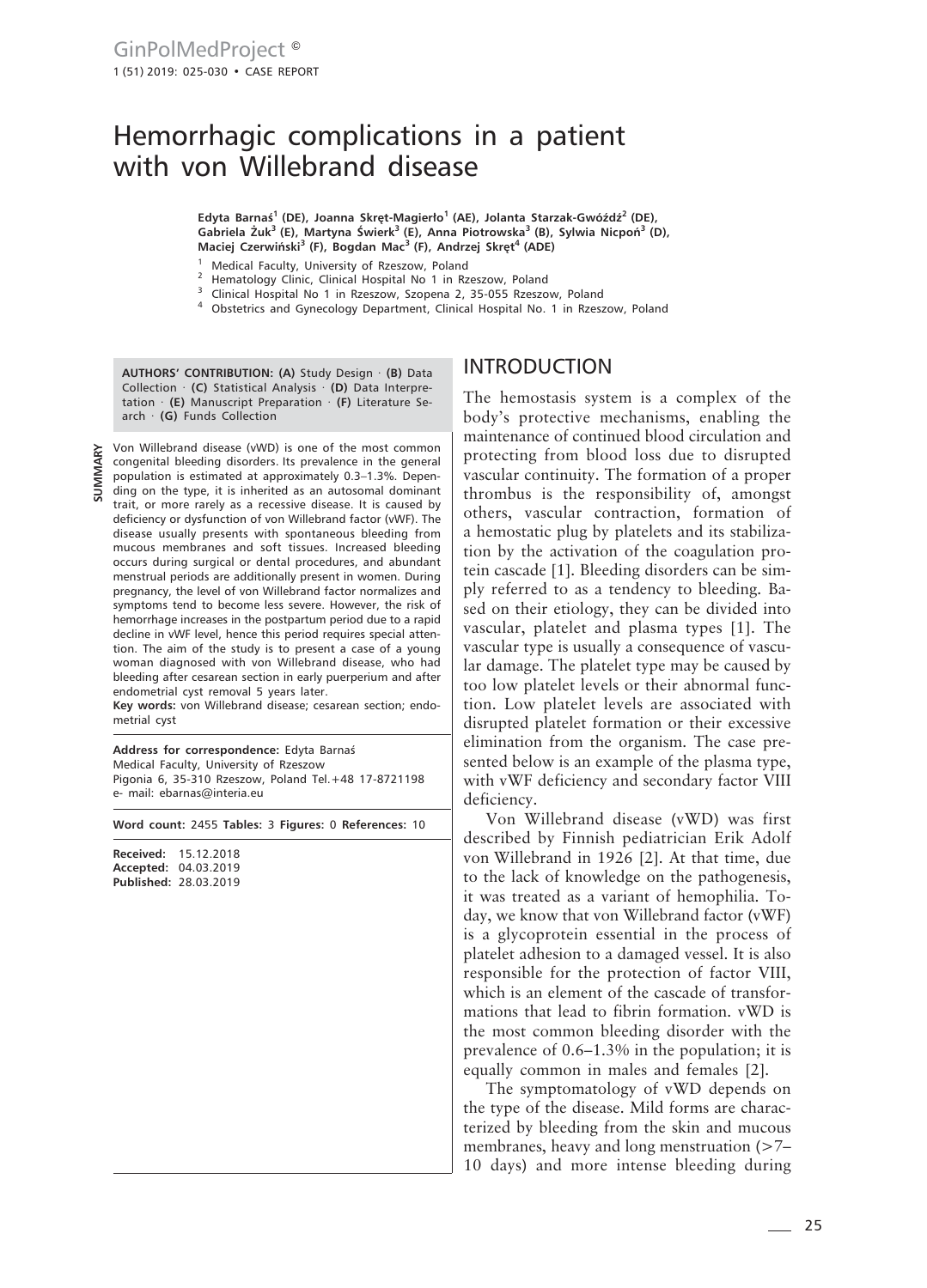# Hemorrhagic complications in a patient with von Willebrand disease

**Edyta Barnaś[1] (DE), Joanna Skręt-Magierło[1] (AE), Jolanta Starzak-Gwóźdź[2] (DE), Gabriela Żuk[3] (E), Martyna Świerk[3] (E), Anna Piotrowska[3] (B), Sylwia Nicpoń[3] (D), Maciej Czerwiński[3] (F), Bogdan Mac[3] (F), Andrzej Skręt[4] (ADE)**

[1] Medical Faculty, University of Rzeszow, Poland
[2] Hematology Clinic, Clinical Hospital No 1 in Rzeszow, Poland
[3] Clinical Hospital No 1 in Rzeszow, Szopena 2, 35-055 Rzeszow, Poland
[4] Obstetrics and Gynecology Department, Clinical Hospital No. 1 in Rzeszow, Poland

**AUTHORS' CONTRIBUTION: (A)** Study Design · **(B)** Data Collection · **(C)** Statistical Analysis · **(D)** Data Interpretation · **(E)** Manuscript Preparation · **(F)** Literature Search · **(G)** Funds Collection

**SUMMARY**

Von Willebrand disease (vWD) is one of the most common congenital bleeding disorders. Its prevalence in the general population is estimated at approximately 0.3–1.3%. Depending on the type, it is inherited as an autosomal dominant trait, or more rarely as a recessive disease. It is caused by deficiency or dysfunction of von Willebrand factor (vWF). The disease usually presents with spontaneous bleeding from mucous membranes and soft tissues. Increased bleeding occurs during surgical or dental procedures, and abundant menstrual periods are additionally present in women. During pregnancy, the level of von Willebrand factor normalizes and symptoms tend to become less severe. However, the risk of hemorrhage increases in the postpartum period due to a rapid decline in vWF level, hence this period requires special attention. The aim of the study is to present a case of a young woman diagnosed with von Willebrand disease, who had bleeding after cesarean section in early puerperium and after endometrial cyst removal 5 years later.

**Key words:** von Willebrand disease; cesarean section; endometrial cyst

**Address for correspondence:** Edyta Barnaś
Medical Faculty, University of Rzeszow
Pigonia 6, 35-310 Rzeszow, Poland Tel.+48 17-8721198
e- mail: ebarnas@interia.eu

**Word count:** 2455 **Tables:** 3 **Figures:** 0 **References:** 10

**Received:** 15.12.2018
**Accepted:** 04.03.2019
**Published:** 28.03.2019

## INTRODUCTION

The hemostasis system is a complex of the body's protective mechanisms, enabling the maintenance of continued blood circulation and protecting from blood loss due to disrupted vascular continuity. The formation of a proper thrombus is the responsibility of, amongst others, vascular contraction, formation of a hemostatic plug by platelets and its stabilization by the activation of the coagulation protein cascade [1]. Bleeding disorders can be simply referred to as a tendency to bleeding. Based on their etiology, they can be divided into vascular, platelet and plasma types [1]. The vascular type is usually a consequence of vascular damage. The platelet type may be caused by too low platelet levels or their abnormal function. Low platelet levels are associated with disrupted platelet formation or their excessive elimination from the organism. The case presented below is an example of the plasma type, with vWF deficiency and secondary factor VIII deficiency.

Von Willebrand disease (vWD) was first described by Finnish pediatrician Erik Adolf von Willebrand in 1926 [2]. At that time, due to the lack of knowledge on the pathogenesis, it was treated as a variant of hemophilia. Today, we know that von Willebrand factor (vWF) is a glycoprotein essential in the process of platelet adhesion to a damaged vessel. It is also responsible for the protection of factor VIII, which is an element of the cascade of transformations that lead to fibrin formation. vWD is the most common bleeding disorder with the prevalence of 0.6–1.3% in the population; it is equally common in males and females [2].

The symptomatology of vWD depends on the type of the disease. Mild forms are characterized by bleeding from the skin and mucous membranes, heavy and long menstruation (>7–10 days) and more intense bleeding during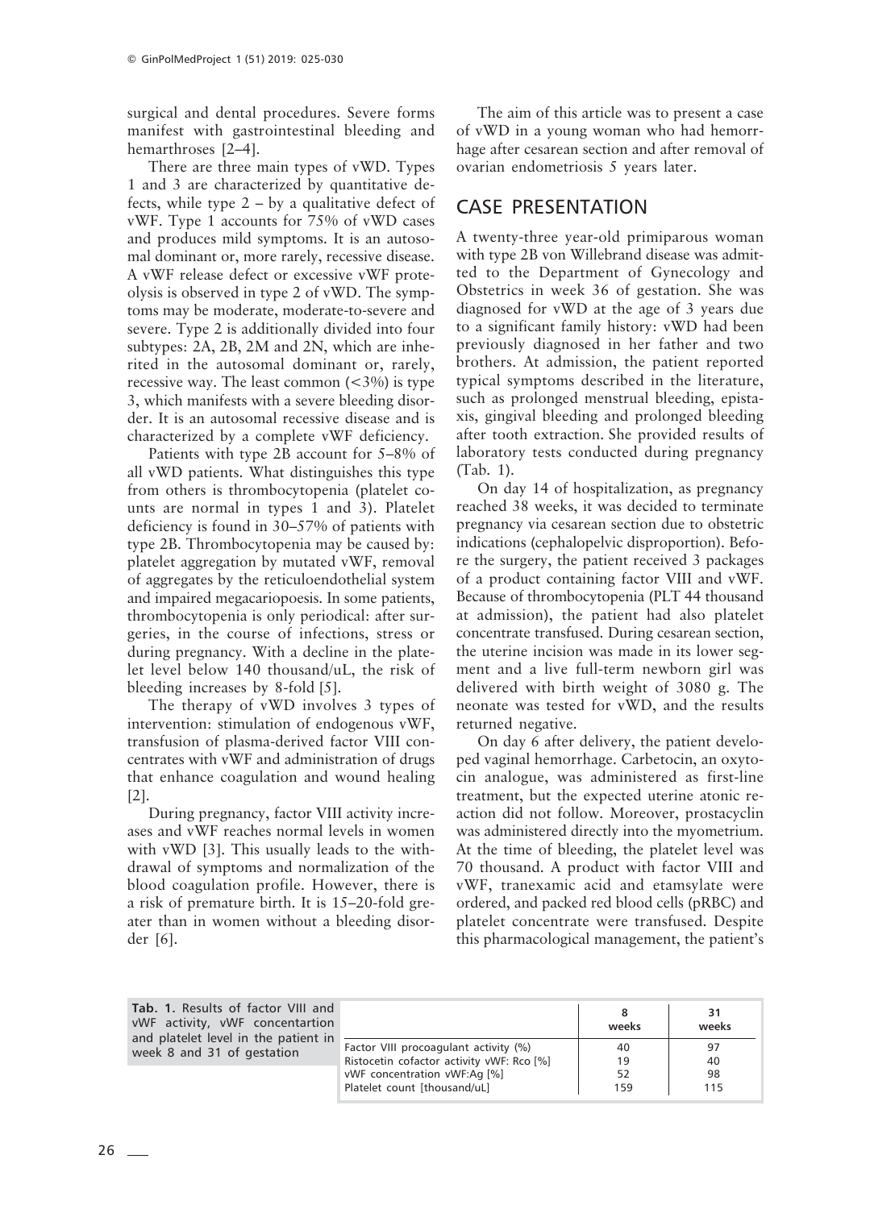surgical and dental procedures. Severe forms manifest with gastrointestinal bleeding and hemarthroses [2–4].

There are three main types of vWD. Types 1 and 3 are characterized by quantitative defects, while type 2 – by a qualitative defect of vWF. Type 1 accounts for 75% of vWD cases and produces mild symptoms. It is an autosomal dominant or, more rarely, recessive disease. A vWF release defect or excessive vWF proteolysis is observed in type 2 of vWD. The symptoms may be moderate, moderate-to-severe and severe. Type 2 is additionally divided into four subtypes: 2A, 2B, 2M and 2N, which are inherited in the autosomal dominant or, rarely, recessive way. The least common (<3%) is type 3, which manifests with a severe bleeding disorder. It is an autosomal recessive disease and is characterized by a complete vWF deficiency.

Patients with type 2B account for 5–8% of all vWD patients. What distinguishes this type from others is thrombocytopenia (platelet counts are normal in types 1 and 3). Platelet deficiency is found in 30–57% of patients with type 2B. Thrombocytopenia may be caused by: platelet aggregation by mutated vWF, removal of aggregates by the reticuloendothelial system and impaired megacariopoesis. In some patients, thrombocytopenia is only periodical: after surgeries, in the course of infections, stress or during pregnancy. With a decline in the platelet level below 140 thousand/uL, the risk of bleeding increases by 8-fold [5].

The therapy of vWD involves 3 types of intervention: stimulation of endogenous vWF, transfusion of plasma-derived factor VIII concentrates with vWF and administration of drugs that enhance coagulation and wound healing [2].

During pregnancy, factor VIII activity increases and vWF reaches normal levels in women with vWD [3]. This usually leads to the withdrawal of symptoms and normalization of the blood coagulation profile. However, there is a risk of premature birth. It is 15–20-fold greater than in women without a bleeding disorder [6].

The aim of this article was to present a case of vWD in a young woman who had hemorrhage after cesarean section and after removal of ovarian endometriosis 5 years later.

## CASE PRESENTATION

A twenty-three year-old primiparous woman with type 2B von Willebrand disease was admitted to the Department of Gynecology and Obstetrics in week 36 of gestation. She was diagnosed for vWD at the age of 3 years due to a significant family history: vWD had been previously diagnosed in her father and two brothers. At admission, the patient reported typical symptoms described in the literature, such as prolonged menstrual bleeding, epistaxis, gingival bleeding and prolonged bleeding after tooth extraction. She provided results of laboratory tests conducted during pregnancy (Tab. 1).

On day 14 of hospitalization, as pregnancy reached 38 weeks, it was decided to terminate pregnancy via cesarean section due to obstetric indications (cephalopelvic disproportion). Before the surgery, the patient received 3 packages of a product containing factor VIII and vWF. Because of thrombocytopenia (PLT 44 thousand at admission), the patient had also platelet concentrate transfused. During cesarean section, the uterine incision was made in its lower segment and a live full-term newborn girl was delivered with birth weight of 3080 g. The neonate was tested for vWD, and the results returned negative.

On day 6 after delivery, the patient developed vaginal hemorrhage. Carbetocin, an oxytocin analogue, was administered as first-line treatment, but the expected uterine atonic reaction did not follow. Moreover, prostacyclin was administered directly into the myometrium. At the time of bleeding, the platelet level was 70 thousand. A product with factor VIII and vWF, tranexamic acid and etamsylate were ordered, and packed red blood cells (pRBC) and platelet concentrate were transfused. Despite this pharmacological management, the patient's

**Tab. 1.** Results of factor VIII and vWF activity, vWF concentartion and platelet level in the patient in week 8 and 31 of gestation

| | 8 weeks | 31 weeks |
|---|---|---|
| Factor VIII procoagulant activity (%) | 40 | 97 |
| Ristocetin cofactor activity vWF: Rco [%] | 19 | 40 |
| vWF concentration vWF:Ag [%] | 52 | 98 |
| Platelet count [thousand/uL] | 159 | 115 |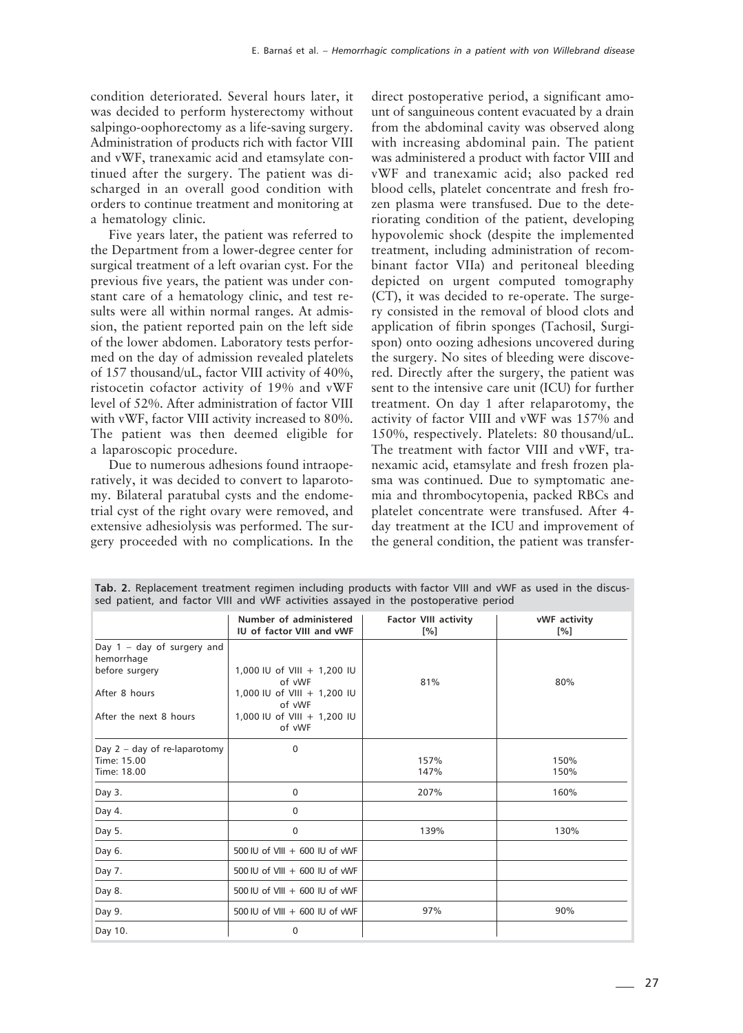condition deteriorated. Several hours later, it was decided to perform hysterectomy without salpingo-oophorectomy as a life-saving surgery. Administration of products rich with factor VIII and vWF, tranexamic acid and etamsylate continued after the surgery. The patient was discharged in an overall good condition with orders to continue treatment and monitoring at a hematology clinic.

Five years later, the patient was referred to the Department from a lower-degree center for surgical treatment of a left ovarian cyst. For the previous five years, the patient was under constant care of a hematology clinic, and test results were all within normal ranges. At admission, the patient reported pain on the left side of the lower abdomen. Laboratory tests performed on the day of admission revealed platelets of 157 thousand/uL, factor VIII activity of 40%, ristocetin cofactor activity of 19% and vWF level of 52%. After administration of factor VIII with vWF, factor VIII activity increased to 80%. The patient was then deemed eligible for a laparoscopic procedure.

Due to numerous adhesions found intraoperatively, it was decided to convert to laparotomy. Bilateral paratubal cysts and the endometrial cyst of the right ovary were removed, and extensive adhesiolysis was performed. The surgery proceeded with no complications. In the direct postoperative period, a significant amount of sanguineous content evacuated by a drain from the abdominal cavity was observed along with increasing abdominal pain. The patient was administered a product with factor VIII and vWF and tranexamic acid; also packed red blood cells, platelet concentrate and fresh frozen plasma were transfused. Due to the deteriorating condition of the patient, developing hypovolemic shock (despite the implemented treatment, including administration of recombinant factor VIIa) and peritoneal bleeding depicted on urgent computed tomography (CT), it was decided to re-operate. The surgery consisted in the removal of blood clots and application of fibrin sponges (Tachosil, Surgispon) onto oozing adhesions uncovered during the surgery. No sites of bleeding were discovered. Directly after the surgery, the patient was sent to the intensive care unit (ICU) for further treatment. On day 1 after relaparotomy, the activity of factor VIII and vWF was 157% and 150%, respectively. Platelets: 80 thousand/uL. The treatment with factor VIII and vWF, tranexamic acid, etamsylate and fresh frozen plasma was continued. Due to symptomatic anemia and thrombocytopenia, packed RBCs and platelet concentrate were transfused. After 4-day treatment at the ICU and improvement of the general condition, the patient was transfer-

**Tab. 2.** Replacement treatment regimen including products with factor VIII and vWF as used in the discussed patient, and factor VIII and vWF activities assayed in the postoperative period

| | Number of administered IU of factor VIII and vWF | Factor VIII activity [%] | vWF activity [%] |
|---|---|---|---|
| Day 1 – day of surgery and hemorrhage | | | |
| before surgery | 1,000 IU of VIII + 1,200 IU of vWF | 81% | 80% |
| After 8 hours | 1,000 IU of VIII + 1,200 IU of vWF | | |
| After the next 8 hours | 1,000 IU of VIII + 1,200 IU of vWF | | |
| Day 2 – day of re-laparotomy | 0 | | |
| Time: 15.00 | | 157% | 150% |
| Time: 18.00 | | 147% | 150% |
| Day 3. | 0 | 207% | 160% |
| Day 4. | 0 | | |
| Day 5. | 0 | 139% | 130% |
| Day 6. | 500 IU of VIII + 600 IU of vWF | | |
| Day 7. | 500 IU of VIII + 600 IU of vWF | | |
| Day 8. | 500 IU of VIII + 600 IU of vWF | | |
| Day 9. | 500 IU of VIII + 600 IU of vWF | 97% | 90% |
| Day 10. | 0 | | |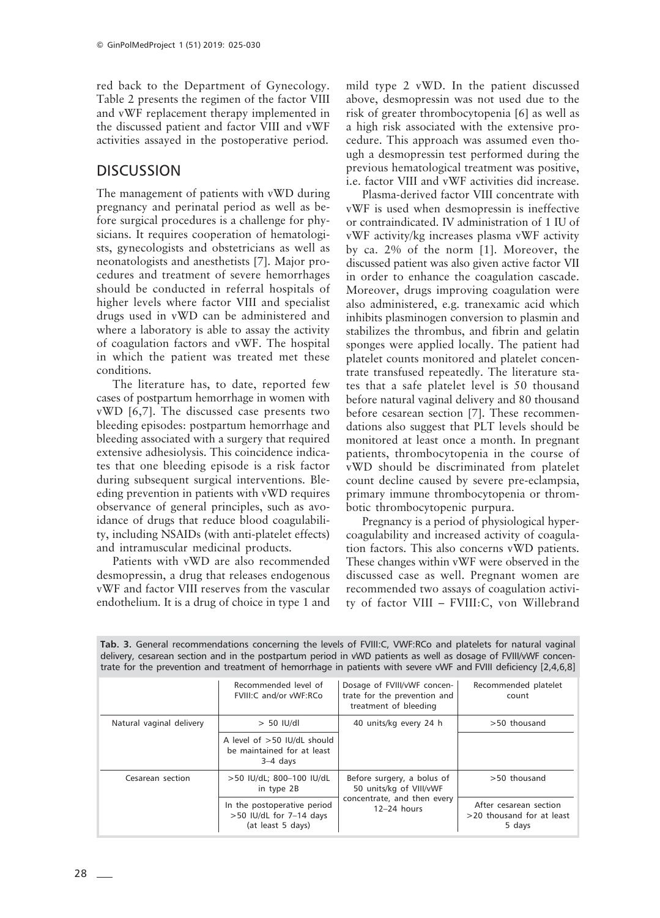red back to the Department of Gynecology. Table 2 presents the regimen of the factor VIII and vWF replacement therapy implemented in the discussed patient and factor VIII and vWF activities assayed in the postoperative period.

## DISCUSSION

The management of patients with vWD during pregnancy and perinatal period as well as before surgical procedures is a challenge for physicians. It requires cooperation of hematologists, gynecologists and obstetricians as well as neonatologists and anesthetists [7]. Major procedures and treatment of severe hemorrhages should be conducted in referral hospitals of higher levels where factor VIII and specialist drugs used in vWD can be administered and where a laboratory is able to assay the activity of coagulation factors and vWF. The hospital in which the patient was treated met these conditions.

The literature has, to date, reported few cases of postpartum hemorrhage in women with vWD [6,7]. The discussed case presents two bleeding episodes: postpartum hemorrhage and bleeding associated with a surgery that required extensive adhesiolysis. This coincidence indicates that one bleeding episode is a risk factor during subsequent surgical interventions. Bleeding prevention in patients with vWD requires observance of general principles, such as avoidance of drugs that reduce blood coagulability, including NSAIDs (with anti-platelet effects) and intramuscular medicinal products.

Patients with vWD are also recommended desmopressin, a drug that releases endogenous vWF and factor VIII reserves from the vascular endothelium. It is a drug of choice in type 1 and mild type 2 vWD. In the patient discussed above, desmopressin was not used due to the risk of greater thrombocytopenia [6] as well as a high risk associated with the extensive procedure. This approach was assumed even though a desmopressin test performed during the previous hematological treatment was positive, i.e. factor VIII and vWF activities did increase.

Plasma-derived factor VIII concentrate with vWF is used when desmopressin is ineffective or contraindicated. IV administration of 1 IU of vWF activity/kg increases plasma vWF activity by ca. 2% of the norm [1]. Moreover, the discussed patient was also given active factor VII in order to enhance the coagulation cascade. Moreover, drugs improving coagulation were also administered, e.g. tranexamic acid which inhibits plasminogen conversion to plasmin and stabilizes the thrombus, and fibrin and gelatin sponges were applied locally. The patient had platelet counts monitored and platelet concentrate transfused repeatedly. The literature states that a safe platelet level is 50 thousand before natural vaginal delivery and 80 thousand before cesarean section [7]. These recommendations also suggest that PLT levels should be monitored at least once a month. In pregnant patients, thrombocytopenia in the course of vWD should be discriminated from platelet count decline caused by severe pre-eclampsia, primary immune thrombocytopenia or thrombotic thrombocytopenic purpura.

Pregnancy is a period of physiological hypercoagulability and increased activity of coagulation factors. This also concerns vWD patients. These changes within vWF were observed in the discussed case as well. Pregnant women are recommended two assays of coagulation activity of factor VIII – FVIII:C, von Willebrand

**Tab. 3.** General recommendations concerning the levels of FVIII:C, VWF:RCo and platelets for natural vaginal delivery, cesarean section and in the postpartum period in vWD patients as well as dosage of FVIII/vWF concentrate for the prevention and treatment of hemorrhage in patients with severe vWF and FVIII deficiency [2,4,6,8]

| | Recommended level of FVIII:C and/or vWF:RCo | Dosage of FVIII/vWF concentrate for the prevention and treatment of bleeding | Recommended platelet count |
|---|---|---|---|
| Natural vaginal delivery | > 50 IU/dl | 40 units/kg every 24 h | >50 thousand |
| | A level of >50 IU/dL should be maintained for at least 3–4 days | | |
| Cesarean section | >50 IU/dL; 800–100 IU/dL in type 2B | Before surgery, a bolus of 50 units/kg of VIII/vWF concentrate, and then every 12–24 hours | >50 thousand |
| | In the postoperative period >50 IU/dL for 7–14 days (at least 5 days) | | After cesarean section >20 thousand for at least 5 days |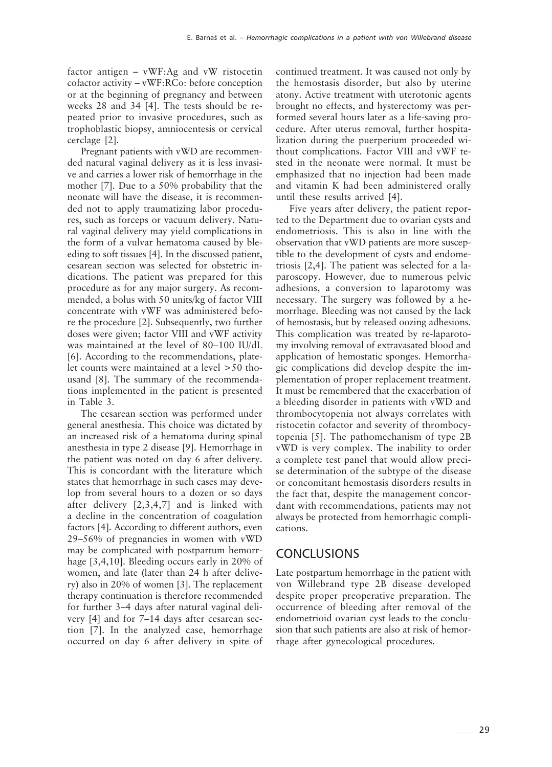factor antigen – vWF:Ag and vW ristocetin cofactor activity – vWF:RCo: before conception or at the beginning of pregnancy and between weeks 28 and 34 [4]. The tests should be repeated prior to invasive procedures, such as trophoblastic biopsy, amniocentesis or cervical cerclage [2].

Pregnant patients with vWD are recommended natural vaginal delivery as it is less invasive and carries a lower risk of hemorrhage in the mother [7]. Due to a 50% probability that the neonate will have the disease, it is recommended not to apply traumatizing labor procedures, such as forceps or vacuum delivery. Natural vaginal delivery may yield complications in the form of a vulvar hematoma caused by bleeding to soft tissues [4]. In the discussed patient, cesarean section was selected for obstetric indications. The patient was prepared for this procedure as for any major surgery. As recommended, a bolus with 50 units/kg of factor VIII concentrate with vWF was administered before the procedure [2]. Subsequently, two further doses were given; factor VIII and vWF activity was maintained at the level of 80–100 IU/dL [6]. According to the recommendations, platelet counts were maintained at a level >50 thousand [8]. The summary of the recommendations implemented in the patient is presented in Table 3.

The cesarean section was performed under general anesthesia. This choice was dictated by an increased risk of a hematoma during spinal anesthesia in type 2 disease [9]. Hemorrhage in the patient was noted on day 6 after delivery. This is concordant with the literature which states that hemorrhage in such cases may develop from several hours to a dozen or so days after delivery [2,3,4,7] and is linked with a decline in the concentration of coagulation factors [4]. According to different authors, even 29–56% of pregnancies in women with vWD may be complicated with postpartum hemorrhage [3,4,10]. Bleeding occurs early in 20% of women, and late (later than 24 h after delivery) also in 20% of women [3]. The replacement therapy continuation is therefore recommended for further 3–4 days after natural vaginal delivery [4] and for 7–14 days after cesarean section [7]. In the analyzed case, hemorrhage occurred on day 6 after delivery in spite of continued treatment. It was caused not only by the hemostasis disorder, but also by uterine atony. Active treatment with uterotonic agents brought no effects, and hysterectomy was performed several hours later as a life-saving procedure. After uterus removal, further hospitalization during the puerperium proceeded without complications. Factor VIII and vWF tested in the neonate were normal. It must be emphasized that no injection had been made and vitamin K had been administered orally until these results arrived [4].

Five years after delivery, the patient reported to the Department due to ovarian cysts and endometriosis. This is also in line with the observation that vWD patients are more susceptible to the development of cysts and endometriosis [2,4]. The patient was selected for a laparoscopy. However, due to numerous pelvic adhesions, a conversion to laparotomy was necessary. The surgery was followed by a hemorrhage. Bleeding was not caused by the lack of hemostasis, but by released oozing adhesions. This complication was treated by re-laparotomy involving removal of extravasated blood and application of hemostatic sponges. Hemorrhagic complications did develop despite the implementation of proper replacement treatment. It must be remembered that the exacerbation of a bleeding disorder in patients with vWD and thrombocytopenia not always correlates with ristocetin cofactor and severity of thrombocytopenia [5]. The pathomechanism of type 2B vWD is very complex. The inability to order a complete test panel that would allow precise determination of the subtype of the disease or concomitant hemostasis disorders results in the fact that, despite the management concordant with recommendations, patients may not always be protected from hemorrhagic complications.

## CONCLUSIONS

Late postpartum hemorrhage in the patient with von Willebrand type 2B disease developed despite proper preoperative preparation. The occurrence of bleeding after removal of the endometrioid ovarian cyst leads to the conclusion that such patients are also at risk of hemorrhage after gynecological procedures.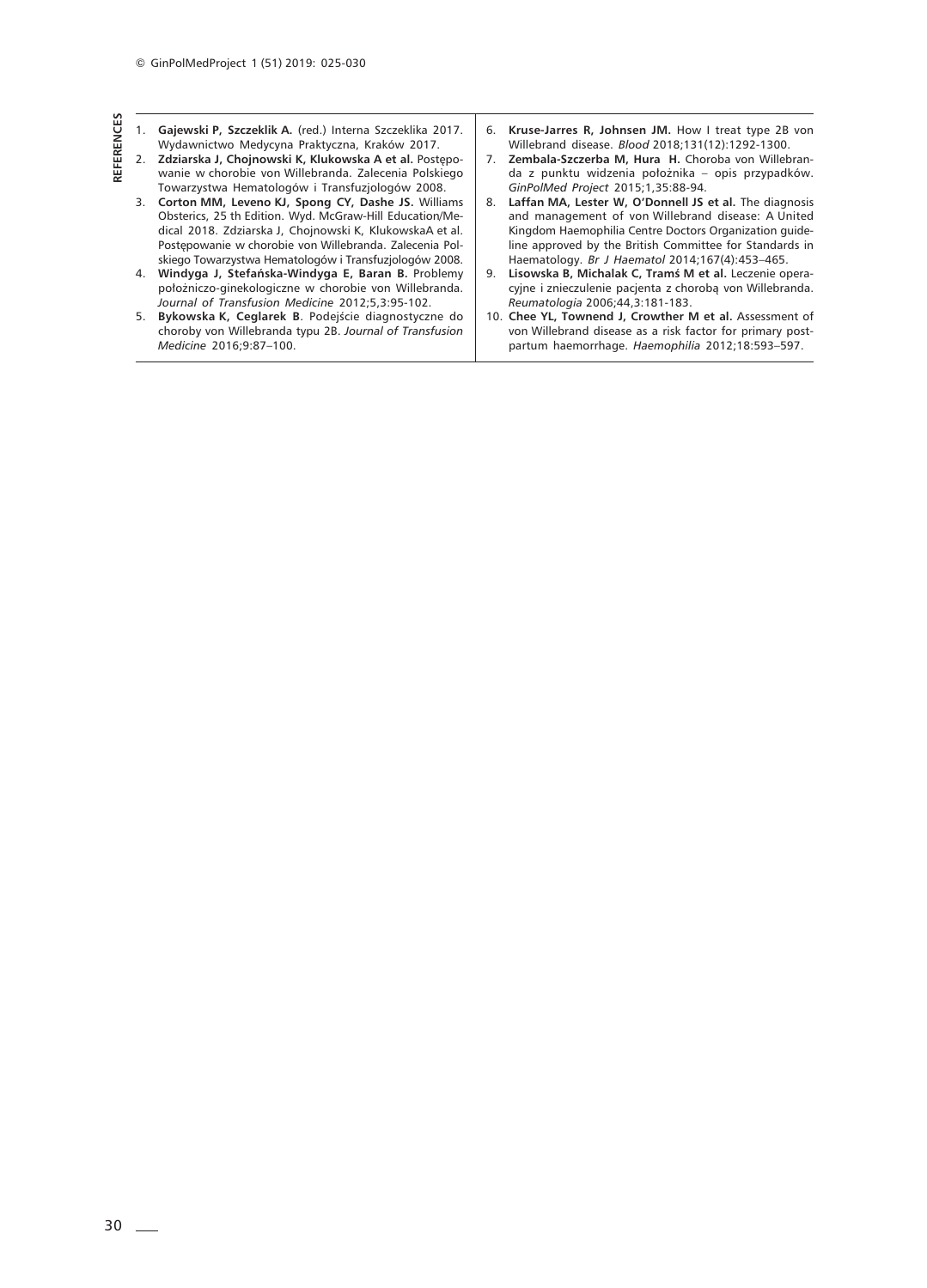## REFERENCES

1. **Gajewski P, Szczeklik A.** (red.) Interna Szczeklika 2017. Wydawnictwo Medycyna Praktyczna, Kraków 2017.
2. **Zdziarska J, Chojnowski K, Klukowska A et al.** Postępowanie w chorobie von Willebranda. Zalecenia Polskiego Towarzystwa Hematologów i Transfuzjologów 2008.
3. **Corton MM, Leveno KJ, Spong CY, Dashe JS.** Williams Obsterics, 25 th Edition. Wyd. McGraw-Hill Education/Medical 2018. Zdziarska J, Chojnowski K, KlukowskaA et al. Postępowanie w chorobie von Willebranda. Zalecenia Polskiego Towarzystwa Hematologów i Transfuzjologów 2008.
4. **Windyga J, Stefańska-Windyga E, Baran B.** Problemy położniczo-ginekologiczne w chorobie von Willebranda. *Journal of Transfusion Medicine* 2012;5,3:95-102.
5. **Bykowska K, Ceglarek B**. Podejście diagnostyczne do choroby von Willebranda typu 2B. *Journal of Transfusion Medicine* 2016;9:87–100.
6. **Kruse-Jarres R, Johnsen JM.** How I treat type 2B von Willebrand disease. *Blood* 2018;131(12):1292-1300.
7. **Zembala-Szczerba M, Hura H.** Choroba von Willebranda z punktu widzenia położnika – opis przypadków. *GinPolMed Project* 2015;1,35:88-94.
8. **Laffan MA, Lester W, O'Donnell JS et al.** The diagnosis and management of von Willebrand disease: A United Kingdom Haemophilia Centre Doctors Organization guideline approved by the British Committee for Standards in Haematology. *Br J Haematol* 2014;167(4):453–465.
9. **Lisowska B, Michalak C, Tramś M et al.** Leczenie operacyjne i znieczulenie pacjenta z chorobą von Willebranda. *Reumatologia* 2006;44,3:181-183.
10. **Chee YL, Townend J, Crowther M et al.** Assessment of von Willebrand disease as a risk factor for primary postpartum haemorrhage. *Haemophilia* 2012;18:593–597.